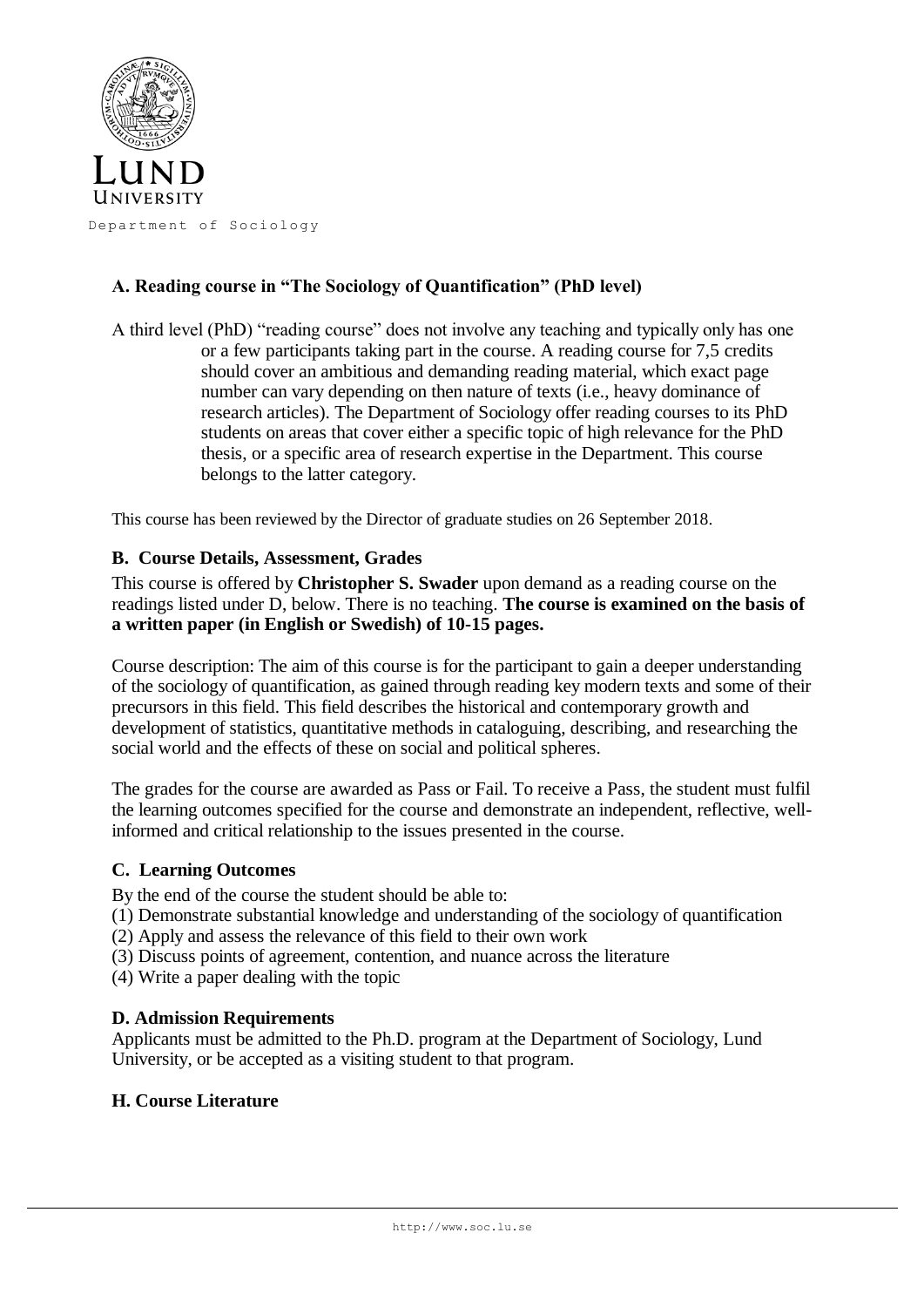Lund University

Department of Sociology

### A. Reading course in "The Sociology of Quantification" (PhD level)

A third level (PhD) "reading course" does not involve any teaching and typically only has one or a few participants taking part in the course. A reading course for 7,5 credits should cover an ambitious and demanding reading material, which exact page number can vary depending on then nature of texts (i.e., heavy dominance of research articles). The Department of Sociology offer reading courses to its PhD students on areas that cover either a specific topic of high relevance for the PhD thesis, or a specific area of research expertise in the Department. This course belongs to the latter category.

This course has been reviewed by the Director of graduate studies on 26 September 2018.

### B. Course Details, Assessment, Grades

This course is offered by **Christopher S. Swader** upon demand as a reading course on the readings listed under D, below. There is no teaching. **The course is examined on the basis of a written paper (in English or Swedish) of 10-15 pages.**

Course description: The aim of this course is for the participant to gain a deeper understanding of the sociology of quantification, as gained through reading key modern texts and some of their precursors in this field. This field describes the historical and contemporary growth and development of statistics, quantitative methods in cataloguing, describing, and researching the social world and the effects of these on social and political spheres.

The grades for the course are awarded as Pass or Fail. To receive a Pass, the student must fulfil the learning outcomes specified for the course and demonstrate an independent, reflective, well-informed and critical relationship to the issues presented in the course.

### C. Learning Outcomes

By the end of the course the student should be able to:

(1) Demonstrate substantial knowledge and understanding of the sociology of quantification
(2) Apply and assess the relevance of this field to their own work
(3) Discuss points of agreement, contention, and nuance across the literature
(4) Write a paper dealing with the topic

### D. Admission Requirements

Applicants must be admitted to the Ph.D. program at the Department of Sociology, Lund University, or be accepted as a visiting student to that program.

### H. Course Literature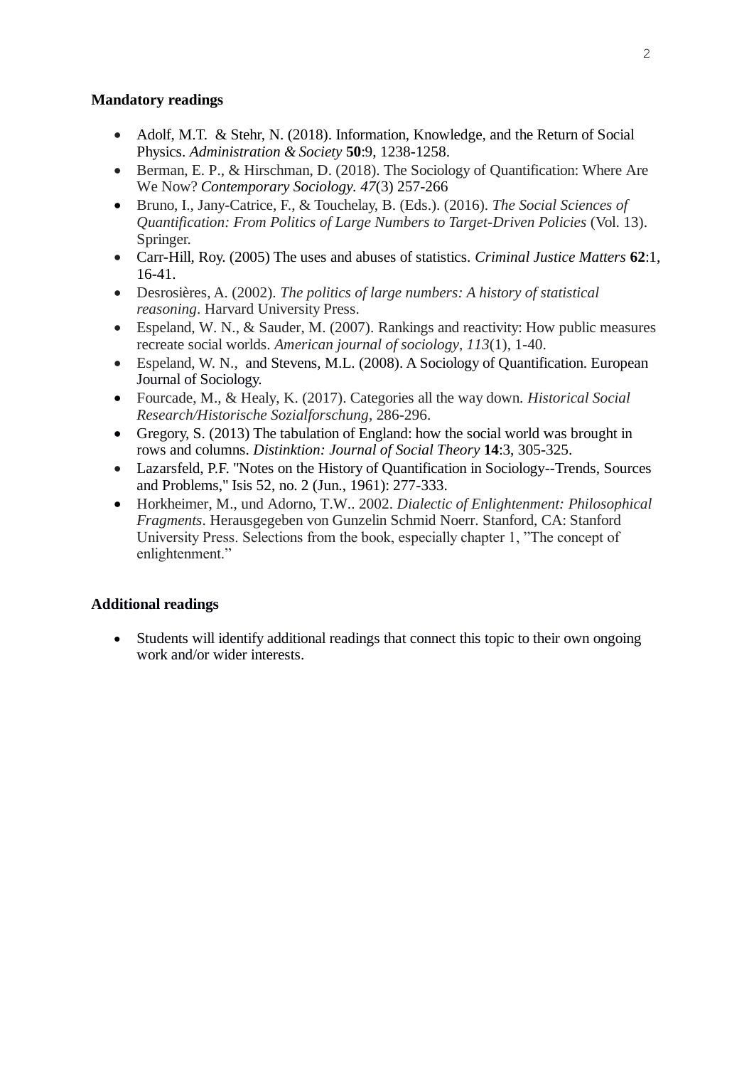**Mandatory readings**

- Adolf, M.T. & Stehr, N. (2018). Information, Knowledge, and the Return of Social Physics. *Administration & Society* **50**:9, 1238-1258.
- Berman, E. P., & Hirschman, D. (2018). The Sociology of Quantification: Where Are We Now? *Contemporary Sociology. 47*(3) 257-266
- Bruno, I., Jany-Catrice, F., & Touchelay, B. (Eds.). (2016). *The Social Sciences of Quantification: From Politics of Large Numbers to Target-Driven Policies* (Vol. 13). Springer.
- Carr-Hill, Roy. (2005) The uses and abuses of statistics. *Criminal Justice Matters* **62**:1, 16-41.
- Desrosières, A. (2002). *The politics of large numbers: A history of statistical reasoning*. Harvard University Press.
- Espeland, W. N., & Sauder, M. (2007). Rankings and reactivity: How public measures recreate social worlds. *American journal of sociology*, *113*(1), 1-40.
- Espeland, W. N., and Stevens, M.L. (2008). A Sociology of Quantification. European Journal of Sociology.
- Fourcade, M., & Healy, K. (2017). Categories all the way down. *Historical Social Research/Historische Sozialforschung*, 286-296.
- Gregory, S. (2013) The tabulation of England: how the social world was brought in rows and columns. *Distinktion: Journal of Social Theory* **14**:3, 305-325.
- Lazarsfeld, P.F. "Notes on the History of Quantification in Sociology--Trends, Sources and Problems," Isis 52, no. 2 (Jun., 1961): 277-333.
- Horkheimer, M., und Adorno, T.W.. 2002. *Dialectic of Enlightenment: Philosophical Fragments*. Herausgegeben von Gunzelin Schmid Noerr. Stanford, CA: Stanford University Press. Selections from the book, especially chapter 1, "The concept of enlightenment."

**Additional readings**

- Students will identify additional readings that connect this topic to their own ongoing work and/or wider interests.